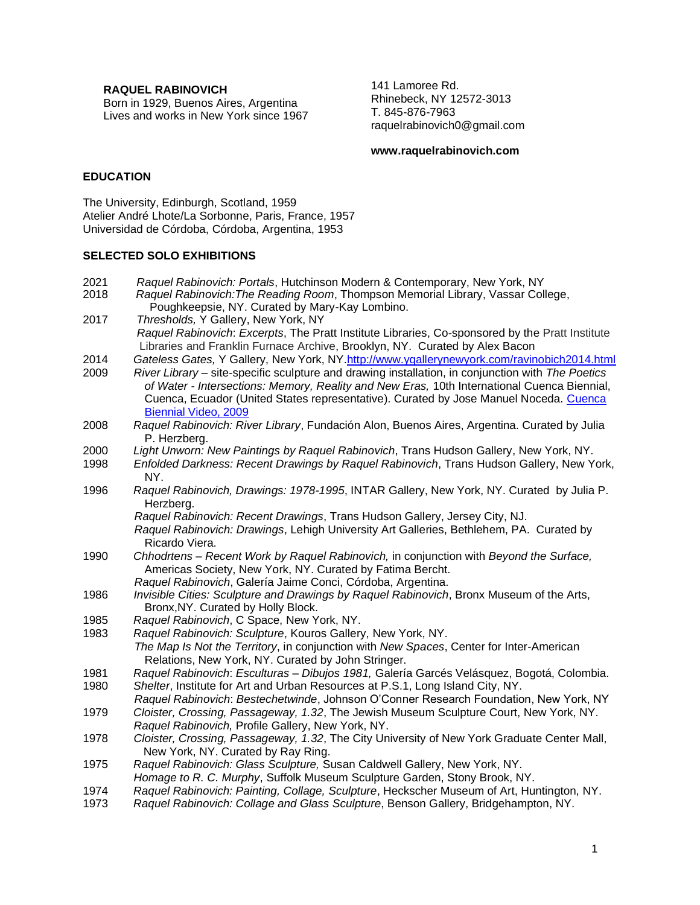**RAQUEL RABINOVICH**
Born in 1929, Buenos Aires, Argentina
Lives and works in New York since 1967

141 Lamoree Rd.
Rhinebeck, NY 12572-3013
T. 845-876-7963
raquelrabinovich0@gmail.com

**www.raquelrabinovich.com**

## EDUCATION

The University, Edinburgh, Scotland, 1959
Atelier André Lhote/La Sorbonne, Paris, France, 1957
Universidad de Córdoba, Córdoba, Argentina, 1953

## SELECTED SOLO EXHIBITIONS

2021 *Raquel Rabinovich: Portals*, Hutchinson Modern & Contemporary, New York, NY

2018 *Raquel Rabinovich:The Reading Room*, Thompson Memorial Library, Vassar College, Poughkeepsie, NY. Curated by Mary-Kay Lombino.

2017 *Thresholds,* Y Gallery, New York, NY
*Raquel Rabinovich*: *Excerpts*, The Pratt Institute Libraries, Co-sponsored by the Pratt Institute Libraries and Franklin Furnace Archive, Brooklyn, NY. Curated by Alex Bacon

2014 *Gateless Gates,* Y Gallery, New York, NY.http://www.ygallerynewyork.com/ravinobich2014.html

2009 *River Library* – site-specific sculpture and drawing installation, in conjunction with *The Poetics of Water - Intersections: Memory, Reality and New Eras,* 10th International Cuenca Biennial, Cuenca, Ecuador (United States representative). Curated by Jose Manuel Noceda. Cuenca Biennial Video, 2009

2008 *Raquel Rabinovich: River Library*, Fundación Alon, Buenos Aires, Argentina. Curated by Julia P. Herzberg.

2000 *Light Unworn: New Paintings by Raquel Rabinovich*, Trans Hudson Gallery, New York, NY.

1998 *Enfolded Darkness: Recent Drawings by Raquel Rabinovich*, Trans Hudson Gallery, New York, NY.

1996 *Raquel Rabinovich, Drawings: 1978-1995*, INTAR Gallery, New York, NY. Curated by Julia P. Herzberg.
*Raquel Rabinovich: Recent Drawings*, Trans Hudson Gallery, Jersey City, NJ.
*Raquel Rabinovich: Drawings*, Lehigh University Art Galleries, Bethlehem, PA. Curated by Ricardo Viera.

1990 *Chhodrtens – Recent Work by Raquel Rabinovich,* in conjunction with *Beyond the Surface,* Americas Society, New York, NY. Curated by Fatima Bercht.
*Raquel Rabinovich*, Galería Jaime Conci, Córdoba, Argentina.

1986 *Invisible Cities: Sculpture and Drawings by Raquel Rabinovich*, Bronx Museum of the Arts, Bronx,NY. Curated by Holly Block.

1985 *Raquel Rabinovich*, C Space, New York, NY.

1983 *Raquel Rabinovich: Sculpture*, Kouros Gallery, New York, NY.
*The Map Is Not the Territory*, in conjunction with *New Spaces*, Center for Inter-American Relations, New York, NY. Curated by John Stringer.

1981 *Raquel Rabinovich*: *Esculturas – Dibujos 1981,* Galería Garcés Velásquez, Bogotá, Colombia.

1980 *Shelter*, Institute for Art and Urban Resources at P.S.1, Long Island City, NY.
*Raquel Rabinovich*: *Bestechetwinde*, Johnson O'Conner Research Foundation, New York, NY

1979 *Cloister, Crossing, Passageway, 1.32*, The Jewish Museum Sculpture Court, New York, NY.
*Raquel Rabinovich,* Profile Gallery, New York, NY.

1978 *Cloister, Crossing, Passageway, 1.32*, The City University of New York Graduate Center Mall, New York, NY. Curated by Ray Ring.

1975 *Raquel Rabinovich: Glass Sculpture,* Susan Caldwell Gallery, New York, NY.
*Homage to R. C. Murphy*, Suffolk Museum Sculpture Garden, Stony Brook, NY.

1974 *Raquel Rabinovich: Painting, Collage, Sculpture*, Heckscher Museum of Art, Huntington, NY.

1973 *Raquel Rabinovich: Collage and Glass Sculpture*, Benson Gallery, Bridgehampton, NY.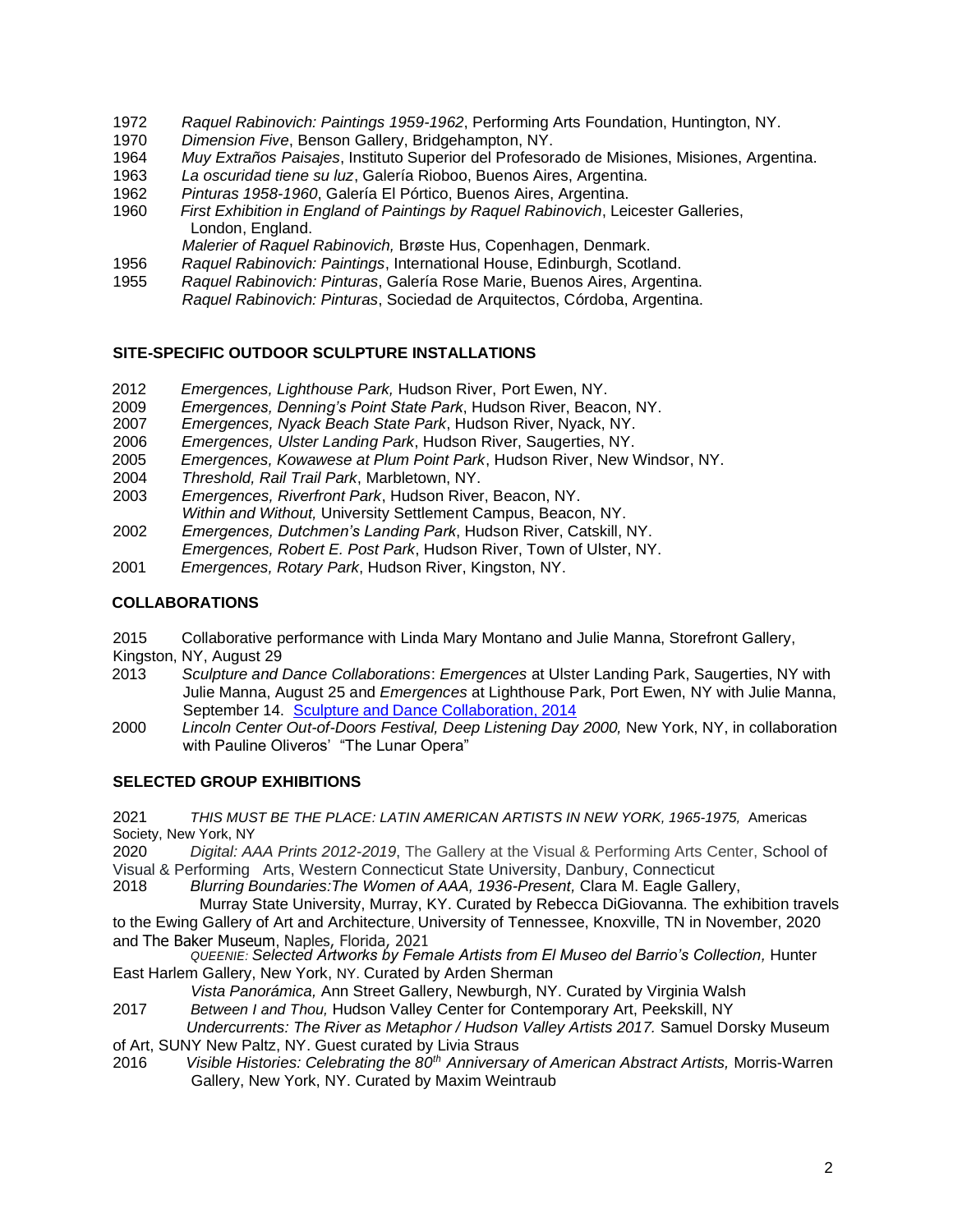1972 *Raquel Rabinovich: Paintings 1959-1962*, Performing Arts Foundation, Huntington, NY.
1970 *Dimension Five*, Benson Gallery, Bridgehampton, NY.
1964 *Muy Extraños Paisajes*, Instituto Superior del Profesorado de Misiones, Misiones, Argentina.
1963 *La oscuridad tiene su luz*, Galería Rioboo, Buenos Aires, Argentina.
1962 *Pinturas 1958-1960*, Galería El Pórtico, Buenos Aires, Argentina.
1960 *First Exhibition in England of Paintings by Raquel Rabinovich*, Leicester Galleries, London, England.
*Malerier of Raquel Rabinovich,* Brøste Hus, Copenhagen, Denmark.
1956 *Raquel Rabinovich: Paintings*, International House, Edinburgh, Scotland.
1955 *Raquel Rabinovich: Pinturas*, Galería Rose Marie, Buenos Aires, Argentina.
*Raquel Rabinovich: Pinturas*, Sociedad de Arquitectos, Córdoba, Argentina.

## SITE-SPECIFIC OUTDOOR SCULPTURE INSTALLATIONS

2012 *Emergences, Lighthouse Park,* Hudson River, Port Ewen, NY.
2009 *Emergences, Denning's Point State Park*, Hudson River, Beacon, NY.
2007 *Emergences, Nyack Beach State Park*, Hudson River, Nyack, NY.
2006 *Emergences, Ulster Landing Park*, Hudson River, Saugerties, NY.
2005 *Emergences, Kowawese at Plum Point Park*, Hudson River, New Windsor, NY.
2004 *Threshold, Rail Trail Park*, Marbletown, NY.
2003 *Emergences, Riverfront Park*, Hudson River, Beacon, NY.
*Within and Without,* University Settlement Campus, Beacon, NY.
2002 *Emergences, Dutchmen's Landing Park*, Hudson River, Catskill, NY.
*Emergences, Robert E. Post Park*, Hudson River, Town of Ulster, NY.
2001 *Emergences, Rotary Park*, Hudson River, Kingston, NY.

## COLLABORATIONS

2015 Collaborative performance with Linda Mary Montano and Julie Manna, Storefront Gallery, Kingston, NY, August 29
2013 *Sculpture and Dance Collaborations*: *Emergences* at Ulster Landing Park, Saugerties, NY with Julie Manna, August 25 and *Emergences* at Lighthouse Park, Port Ewen, NY with Julie Manna, September 14. Sculpture and Dance Collaboration, 2014
2000 *Lincoln Center Out-of-Doors Festival, Deep Listening Day 2000,* New York, NY, in collaboration with Pauline Oliveros' "The Lunar Opera"

## SELECTED GROUP EXHIBITIONS

2021 *THIS MUST BE THE PLACE: LATIN AMERICAN ARTISTS IN NEW YORK, 1965-1975,* Americas Society, New York, NY
2020 *Digital: AAA Prints 2012-2019*, The Gallery at the Visual & Performing Arts Center, School of Visual & Performing Arts, Western Connecticut State University, Danbury, Connecticut
2018 *Blurring Boundaries:The Women of AAA, 1936-Present,* Clara M. Eagle Gallery, Murray State University, Murray, KY. Curated by Rebecca DiGiovanna. The exhibition travels to the Ewing Gallery of Art and Architecture, University of Tennessee, Knoxville, TN in November, 2020 and The Baker Museum, Naples, Florida, 2021
*QUEENIE: Selected Artworks by Female Artists from El Museo del Barrio's Collection,* Hunter East Harlem Gallery, New York, NY. Curated by Arden Sherman
*Vista Panorámica,* Ann Street Gallery, Newburgh, NY. Curated by Virginia Walsh
2017 *Between I and Thou,* Hudson Valley Center for Contemporary Art, Peekskill, NY
*Undercurrents: The River as Metaphor / Hudson Valley Artists 2017.* Samuel Dorsky Museum of Art, SUNY New Paltz, NY. Guest curated by Livia Straus
2016 *Visible Histories: Celebrating the 80th Anniversary of American Abstract Artists,* Morris-Warren Gallery, New York, NY. Curated by Maxim Weintraub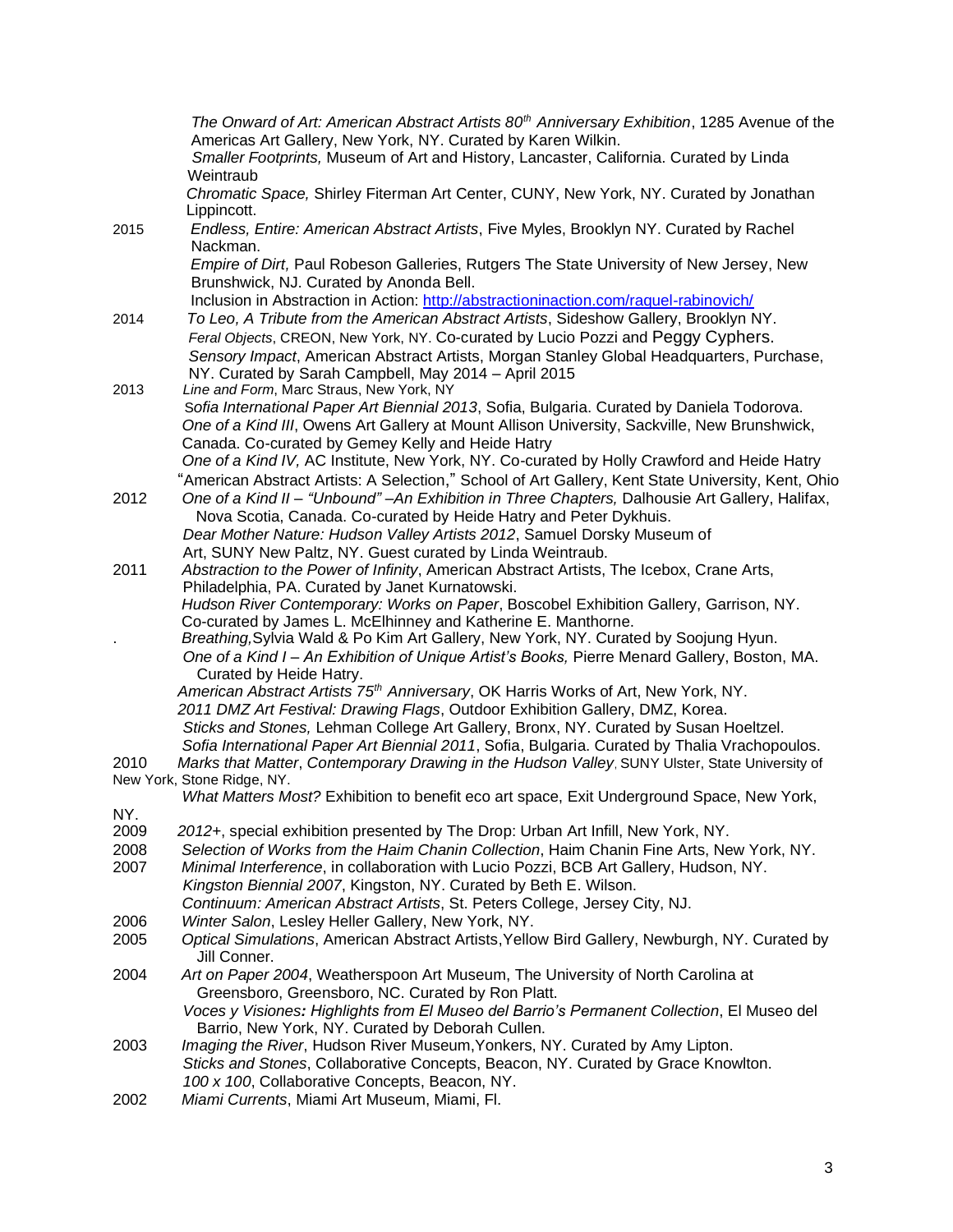*The Onward of Art: American Abstract Artists 80th Anniversary Exhibition*, 1285 Avenue of the Americas Art Gallery, New York, NY. Curated by Karen Wilkin.
*Smaller Footprints,* Museum of Art and History, Lancaster, California. Curated by Linda Weintraub
*Chromatic Space,* Shirley Fiterman Art Center, CUNY, New York, NY. Curated by Jonathan Lippincott.

2015 *Endless, Entire: American Abstract Artists*, Five Myles, Brooklyn NY. Curated by Rachel Nackman.
*Empire of Dirt,* Paul Robeson Galleries, Rutgers The State University of New Jersey, New Brunshwick, NJ. Curated by Anonda Bell.
Inclusion in Abstraction in Action: [http://abstractioninaction.com/raquel-rabinovich/](http://abstractioninaction.com/raquel-rabinovich/)

2014 *To Leo, A Tribute from the American Abstract Artists*, Sideshow Gallery, Brooklyn NY.
*Feral Objects*, CREON, New York, NY. Co-curated by Lucio Pozzi and Peggy Cyphers.
*Sensory Impact*, American Abstract Artists, Morgan Stanley Global Headquarters, Purchase, NY. Curated by Sarah Campbell, May 2014 – April 2015

2013 *Line and Form*, Marc Straus, New York, NY
*Sofia International Paper Art Biennial 2013*, Sofia, Bulgaria. Curated by Daniela Todorova.
*One of a Kind III*, Owens Art Gallery at Mount Allison University, Sackville, New Brunshwick, Canada. Co-curated by Gemey Kelly and Heide Hatry
*One of a Kind IV,* AC Institute, New York, NY. Co-curated by Holly Crawford and Heide Hatry
"American Abstract Artists: A Selection," School of Art Gallery, Kent State University, Kent, Ohio

2012 *One of a Kind II – "Unbound" –An Exhibition in Three Chapters,* Dalhousie Art Gallery, Halifax, Nova Scotia, Canada. Co-curated by Heide Hatry and Peter Dykhuis.
*Dear Mother Nature: Hudson Valley Artists 2012*, Samuel Dorsky Museum of Art, SUNY New Paltz, NY. Guest curated by Linda Weintraub.

2011 *Abstraction to the Power of Infinity*, American Abstract Artists, The Icebox, Crane Arts, Philadelphia, PA. Curated by Janet Kurnatowski.
*Hudson River Contemporary: Works on Paper*, Boscobel Exhibition Gallery, Garrison, NY. Co-curated by James L. McElhinney and Katherine E. Manthorne.
*Breathing,* Sylvia Wald & Po Kim Art Gallery, New York, NY. Curated by Soojung Hyun.
*One of a Kind I – An Exhibition of Unique Artist's Books,* Pierre Menard Gallery, Boston, MA. Curated by Heide Hatry.
*American Abstract Artists 75th Anniversary*, OK Harris Works of Art, New York, NY.
*2011 DMZ Art Festival: Drawing Flags*, Outdoor Exhibition Gallery, DMZ, Korea.
*Sticks and Stones,* Lehman College Art Gallery, Bronx, NY. Curated by Susan Hoeltzel.
*Sofia International Paper Art Biennial 2011*, Sofia, Bulgaria. Curated by Thalia Vrachopoulos.

2010 *Marks that Matter*, *Contemporary Drawing in the Hudson Valley*, SUNY Ulster, State University of New York, Stone Ridge, NY.
*What Matters Most?* Exhibition to benefit eco art space, Exit Underground Space, New York, NY.

2009 *2012+*, special exhibition presented by The Drop: Urban Art Infill, New York, NY.

2008 *Selection of Works from the Haim Chanin Collection*, Haim Chanin Fine Arts, New York, NY.

2007 *Minimal Interference*, in collaboration with Lucio Pozzi, BCB Art Gallery, Hudson, NY.
*Kingston Biennial 2007*, Kingston, NY. Curated by Beth E. Wilson.
*Continuum: American Abstract Artists*, St. Peters College, Jersey City, NJ.

2006 *Winter Salon*, Lesley Heller Gallery, New York, NY.

2005 *Optical Simulations*, American Abstract Artists, Yellow Bird Gallery, Newburgh, NY. Curated by Jill Conner.

2004 *Art on Paper 2004*, Weatherspoon Art Museum, The University of North Carolina at Greensboro, Greensboro, NC. Curated by Ron Platt.
*Voces y Visiones: Highlights from El Museo del Barrio's Permanent Collection*, El Museo del Barrio, New York, NY. Curated by Deborah Cullen.

2003 *Imaging the River*, Hudson River Museum, Yonkers, NY. Curated by Amy Lipton.
*Sticks and Stones*, Collaborative Concepts, Beacon, NY. Curated by Grace Knowlton.
*100 x 100*, Collaborative Concepts, Beacon, NY.

2002 *Miami Currents*, Miami Art Museum, Miami, Fl.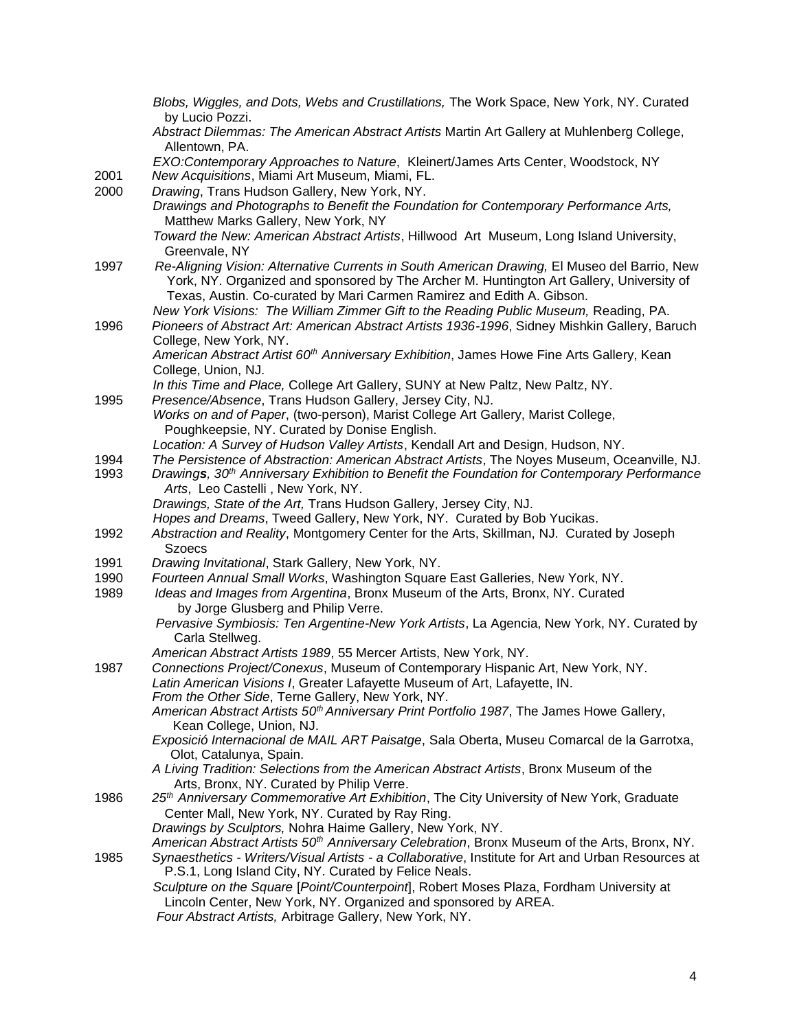*Blobs, Wiggles, and Dots, Webs and Crustillations,* The Work Space, New York, NY. Curated by Lucio Pozzi.

*Abstract Dilemmas: The American Abstract Artists* Martin Art Gallery at Muhlenberg College, Allentown, PA.

*EXO:Contemporary Approaches to Nature*, Kleinert/James Arts Center, Woodstock, NY

2001 *New Acquisitions*, Miami Art Museum, Miami, FL.

2000 *Drawing*, Trans Hudson Gallery, New York, NY.

*Drawings and Photographs to Benefit the Foundation for Contemporary Performance Arts,* Matthew Marks Gallery, New York, NY

*Toward the New: American Abstract Artists*, Hillwood Art Museum, Long Island University, Greenvale, NY

1997 *Re-Aligning Vision: Alternative Currents in South American Drawing,* El Museo del Barrio, New York, NY. Organized and sponsored by The Archer M. Huntington Art Gallery, University of Texas, Austin. Co-curated by Mari Carmen Ramirez and Edith A. Gibson.

*New York Visions: The William Zimmer Gift to the Reading Public Museum,* Reading, PA.

1996 *Pioneers of Abstract Art: American Abstract Artists 1936-1996*, Sidney Mishkin Gallery, Baruch College, New York, NY.

*American Abstract Artist 60th Anniversary Exhibition*, James Howe Fine Arts Gallery, Kean College, Union, NJ.

*In this Time and Place,* College Art Gallery, SUNY at New Paltz, New Paltz, NY.

1995 *Presence/Absence*, Trans Hudson Gallery, Jersey City, NJ.

*Works on and of Paper*, (two-person), Marist College Art Gallery, Marist College, Poughkeepsie, NY. Curated by Donise English.

*Location: A Survey of Hudson Valley Artists*, Kendall Art and Design, Hudson, NY.

1994 *The Persistence of Abstraction: American Abstract Artists*, The Noyes Museum, Oceanville, NJ.

1993 *Drawings, 30th Anniversary Exhibition to Benefit the Foundation for Contemporary Performance Arts*, Leo Castelli , New York, NY.

*Drawings, State of the Art,* Trans Hudson Gallery, Jersey City, NJ.

*Hopes and Dreams*, Tweed Gallery, New York, NY. Curated by Bob Yucikas.

1992 *Abstraction and Reality*, Montgomery Center for the Arts, Skillman, NJ. Curated by Joseph Szoecs

1991 *Drawing Invitational*, Stark Gallery, New York, NY.

1990 *Fourteen Annual Small Works*, Washington Square East Galleries, New York, NY.

1989 *Ideas and Images from Argentina*, Bronx Museum of the Arts, Bronx, NY. Curated by Jorge Glusberg and Philip Verre.

*Pervasive Symbiosis: Ten Argentine-New York Artists*, La Agencia, New York, NY. Curated by Carla Stellweg.

*American Abstract Artists 1989*, 55 Mercer Artists, New York, NY.

1987 *Connections Project/Conexus*, Museum of Contemporary Hispanic Art, New York, NY.

*Latin American Visions I*, Greater Lafayette Museum of Art, Lafayette, IN.

*From the Other Side*, Terne Gallery, New York, NY.

*American Abstract Artists 50th Anniversary Print Portfolio 1987*, The James Howe Gallery, Kean College, Union, NJ.

*Exposició Internacional de MAIL ART Paisatge*, Sala Oberta, Museu Comarcal de la Garrotxa, Olot, Catalunya, Spain.

*A Living Tradition: Selections from the American Abstract Artists*, Bronx Museum of the Arts, Bronx, NY. Curated by Philip Verre.

1986 *25th Anniversary Commemorative Art Exhibition*, The City University of New York, Graduate Center Mall, New York, NY. Curated by Ray Ring.

*Drawings by Sculptors,* Nohra Haime Gallery, New York, NY.

*American Abstract Artists 50th Anniversary Celebration*, Bronx Museum of the Arts, Bronx, NY.

1985 *Synaesthetics - Writers/Visual Artists - a Collaborative*, Institute for Art and Urban Resources at P.S.1, Long Island City, NY. Curated by Felice Neals.

*Sculpture on the Square* [*Point/Counterpoint*], Robert Moses Plaza, Fordham University at Lincoln Center, New York, NY. Organized and sponsored by AREA.

*Four Abstract Artists,* Arbitrage Gallery, New York, NY.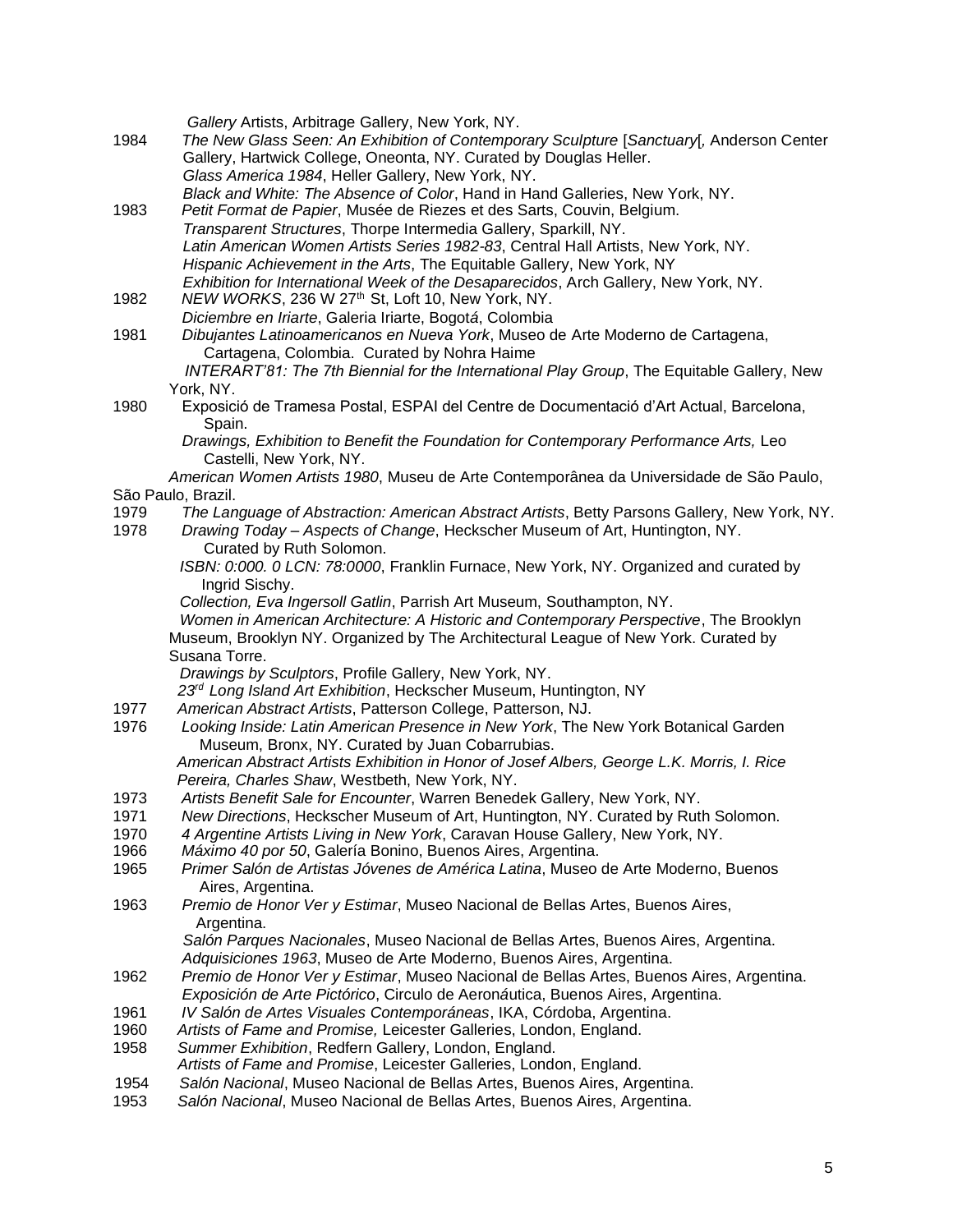*Gallery* Artists, Arbitrage Gallery, New York, NY.

1984 *The New Glass Seen: An Exhibition of Contemporary Sculpture* [*Sanctuary*[*,* Anderson Center Gallery, Hartwick College, Oneonta, NY. Curated by Douglas Heller.
*Glass America 1984*, Heller Gallery, New York, NY.
*Black and White: The Absence of Color*, Hand in Hand Galleries, New York, NY.

1983 *Petit Format de Papier*, Musée de Riezes et des Sarts, Couvin, Belgium.
*Transparent Structures*, Thorpe Intermedia Gallery, Sparkill, NY.
*Latin American Women Artists Series 1982-83*, Central Hall Artists, New York, NY.
*Hispanic Achievement in the Arts*, The Equitable Gallery, New York, NY
*Exhibition for International Week of the Desaparecidos*, Arch Gallery, New York, NY.

1982 *NEW WORKS*, 236 W 27th St, Loft 10, New York, NY.
*Diciembre en Iriarte*, Galeria Iriarte, Bogotá, Colombia

1981 *Dibujantes Latinoamericanos en Nueva York*, Museo de Arte Moderno de Cartagena, Cartagena, Colombia. Curated by Nohra Haime
*INTERART'81: The 7th Biennial for the International Play Group*, The Equitable Gallery, New York, NY.

1980 Exposició de Tramesa Postal, ESPAI del Centre de Documentació d'Art Actual, Barcelona, Spain.
*Drawings, Exhibition to Benefit the Foundation for Contemporary Performance Arts,* Leo Castelli, New York, NY.
*American Women Artists 1980*, Museu de Arte Contemporânea da Universidade de São Paulo, São Paulo, Brazil.

1979 *The Language of Abstraction: American Abstract Artists*, Betty Parsons Gallery, New York, NY.

1978 *Drawing Today – Aspects of Change*, Heckscher Museum of Art, Huntington, NY. Curated by Ruth Solomon.
*ISBN: 0:000. 0 LCN: 78:0000*, Franklin Furnace, New York, NY. Organized and curated by Ingrid Sischy.
*Collection, Eva Ingersoll Gatlin*, Parrish Art Museum, Southampton, NY.
*Women in American Architecture: A Historic and Contemporary Perspective*, The Brooklyn Museum, Brooklyn NY. Organized by The Architectural League of New York. Curated by Susana Torre.
*Drawings by Sculptors*, Profile Gallery, New York, NY.
*23rd Long Island Art Exhibition*, Heckscher Museum, Huntington, NY

1977 *American Abstract Artists*, Patterson College, Patterson, NJ.

1976 *Looking Inside: Latin American Presence in New York*, The New York Botanical Garden Museum, Bronx, NY. Curated by Juan Cobarrubias.
*American Abstract Artists Exhibition in Honor of Josef Albers, George L.K. Morris, I. Rice Pereira, Charles Shaw*, Westbeth, New York, NY.

1973 *Artists Benefit Sale for Encounter*, Warren Benedek Gallery, New York, NY.

1971 *New Directions*, Heckscher Museum of Art, Huntington, NY. Curated by Ruth Solomon.

1970 *4 Argentine Artists Living in New York*, Caravan House Gallery, New York, NY.

1966 *Máximo 40 por 50*, Galería Bonino, Buenos Aires, Argentina.

1965 *Primer Salón de Artistas Jóvenes de América Latina*, Museo de Arte Moderno, Buenos Aires, Argentina.

1963 *Premio de Honor Ver y Estimar*, Museo Nacional de Bellas Artes, Buenos Aires, Argentina.
*Salón Parques Nacionales*, Museo Nacional de Bellas Artes, Buenos Aires, Argentina.
*Adquisiciones 1963*, Museo de Arte Moderno, Buenos Aires, Argentina.

1962 *Premio de Honor Ver y Estimar*, Museo Nacional de Bellas Artes, Buenos Aires, Argentina.
*Exposición de Arte Pictórico*, Circulo de Aeronáutica, Buenos Aires, Argentina.

1961 *IV Salón de Artes Visuales Contemporáneas*, IKA, Córdoba, Argentina.

1960 *Artists of Fame and Promise,* Leicester Galleries, London, England.

1958 *Summer Exhibition*, Redfern Gallery, London, England.
*Artists of Fame and Promise*, Leicester Galleries, London, England.

1954 *Salón Nacional*, Museo Nacional de Bellas Artes, Buenos Aires, Argentina.

1953 *Salón Nacional*, Museo Nacional de Bellas Artes, Buenos Aires, Argentina.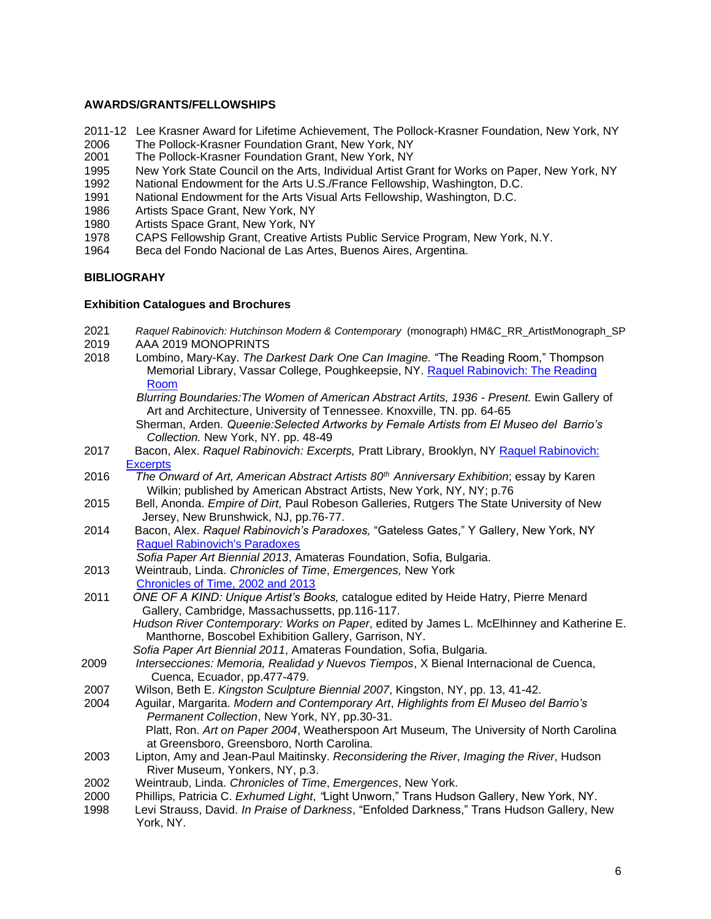**AWARDS/GRANTS/FELLOWSHIPS**

2011-12 Lee Krasner Award for Lifetime Achievement, The Pollock-Krasner Foundation, New York, NY
2006 The Pollock-Krasner Foundation Grant, New York, NY
2001 The Pollock-Krasner Foundation Grant, New York, NY
1995 New York State Council on the Arts, Individual Artist Grant for Works on Paper, New York, NY
1992 National Endowment for the Arts U.S./France Fellowship, Washington, D.C.
1991 National Endowment for the Arts Visual Arts Fellowship, Washington, D.C.
1986 Artists Space Grant, New York, NY
1980 Artists Space Grant, New York, NY
1978 CAPS Fellowship Grant, Creative Artists Public Service Program, New York, N.Y.
1964 Beca del Fondo Nacional de Las Artes, Buenos Aires, Argentina.

**BIBLIOGRAHY**

**Exhibition Catalogues and Brochures**

2021 *Raquel Rabinovich: Hutchinson Modern & Contemporary* (monograph) HM&C_RR_ArtistMonograph_SP
2019 AAA 2019 MONOPRINTS
2018 Lombino, Mary-Kay. *The Darkest Dark One Can Imagine.* "The Reading Room," Thompson Memorial Library, Vassar College, Poughkeepsie, NY. Raquel Rabinovich: The Reading Room
*Blurring Boundaries:The Women of American Abstract Artits, 1936 - Present.* Ewin Gallery of Art and Architecture, University of Tennessee. Knoxville, TN. pp. 64-65
Sherman, Arden. *Queenie:Selected Artworks by Female Artists from El Museo del Barrio's Collection.* New York, NY. pp. 48-49
2017 Bacon, Alex. *Raquel Rabinovich: Excerpts,* Pratt Library, Brooklyn, NY Raquel Rabinovich: Excerpts
2016 *The Onward of Art, American Abstract Artists 80th Anniversary Exhibition*; essay by Karen Wilkin; published by American Abstract Artists, New York, NY, NY; p.76
2015 Bell, Anonda. *Empire of Dirt,* Paul Robeson Galleries, Rutgers The State University of New Jersey, New Brunshwick, NJ, pp.76-77.
2014 Bacon, Alex. *Raquel Rabinovich's Paradoxes,* "Gateless Gates," Y Gallery, New York, NY Raquel Rabinovich's Paradoxes
*Sofia Paper Art Biennial 2013*, Amateras Foundation, Sofia, Bulgaria.
2013 Weintraub, Linda. *Chronicles of Time*, *Emergences,* New York Chronicles of Time, 2002 and 2013
2011 *ONE OF A KIND: Unique Artist's Books,* catalogue edited by Heide Hatry, Pierre Menard Gallery, Cambridge, Massachussetts, pp.116-117.
*Hudson River Contemporary: Works on Paper*, edited by James L. McElhinney and Katherine E. Manthorne, Boscobel Exhibition Gallery, Garrison, NY.
*Sofia Paper Art Biennial 2011*, Amateras Foundation, Sofia, Bulgaria.
2009 *Intersecciones: Memoria, Realidad y Nuevos Tiempos*, X Bienal Internacional de Cuenca, Cuenca, Ecuador, pp.477-479.
2007 Wilson, Beth E. *Kingston Sculpture Biennial 2007*, Kingston, NY, pp. 13, 41-42.
2004 Aguilar, Margarita. *Modern and Contemporary Art*, *Highlights from El Museo del Barrio's Permanent Collection*, New York, NY, pp.30-31.
Platt, Ron. *Art on Paper 2004*, Weatherspoon Art Museum, The University of North Carolina at Greensboro, Greensboro, North Carolina.
2003 Lipton, Amy and Jean-Paul Maitinsky. *Reconsidering the River*, *Imaging the River*, Hudson River Museum, Yonkers, NY, p.3.
2002 Weintraub, Linda. *Chronicles of Time*, *Emergences*, New York.
2000 Phillips, Patricia C. *Exhumed Light*, "Light Unworn," Trans Hudson Gallery, New York, NY.
1998 Levi Strauss, David. *In Praise of Darkness*, "Enfolded Darkness," Trans Hudson Gallery, New York, NY.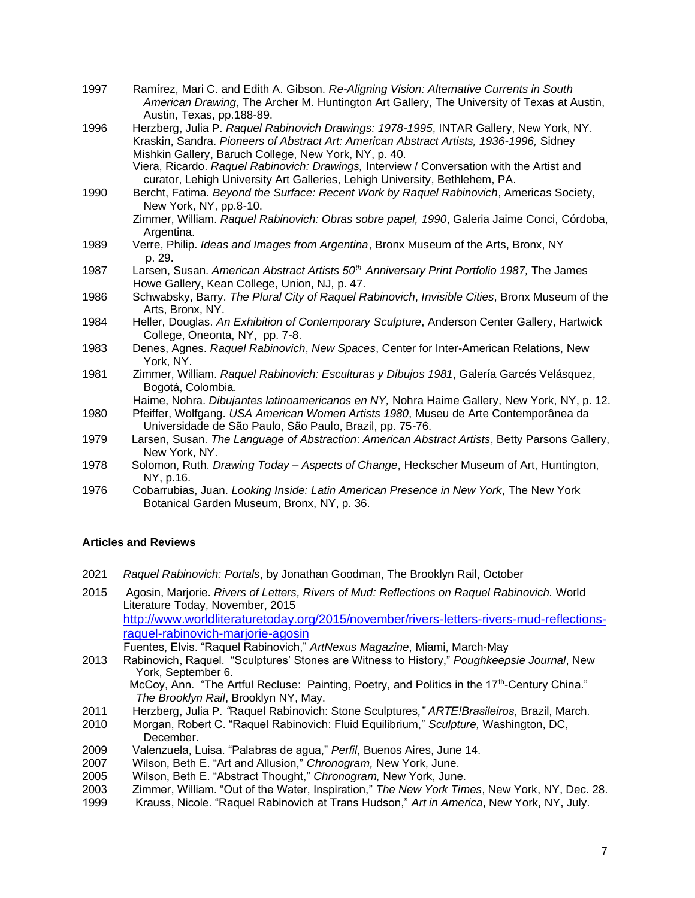1997 Ramírez, Mari C. and Edith A. Gibson. *Re-Aligning Vision: Alternative Currents in South American Drawing*, The Archer M. Huntington Art Gallery, The University of Texas at Austin, Austin, Texas, pp.188-89.

1996 Herzberg, Julia P. *Raquel Rabinovich Drawings: 1978-1995*, INTAR Gallery, New York, NY.
Kraskin, Sandra. *Pioneers of Abstract Art: American Abstract Artists, 1936-1996,* Sidney Mishkin Gallery, Baruch College, New York, NY, p. 40.
Viera, Ricardo. *Raquel Rabinovich: Drawings,* Interview / Conversation with the Artist and curator, Lehigh University Art Galleries, Lehigh University, Bethlehem, PA.

1990 Bercht, Fatima. *Beyond the Surface: Recent Work by Raquel Rabinovich*, Americas Society, New York, NY, pp.8-10.
Zimmer, William. *Raquel Rabinovich: Obras sobre papel, 1990*, Galeria Jaime Conci, Córdoba, Argentina.

1989 Verre, Philip. *Ideas and Images from Argentina*, Bronx Museum of the Arts, Bronx, NY p. 29.

1987 Larsen, Susan. *American Abstract Artists 50th Anniversary Print Portfolio 1987,* The James Howe Gallery, Kean College, Union, NJ, p. 47.

1986 Schwabsky, Barry. *The Plural City of Raquel Rabinovich*, *Invisible Cities*, Bronx Museum of the Arts, Bronx, NY.

1984 Heller, Douglas. *An Exhibition of Contemporary Sculpture*, Anderson Center Gallery, Hartwick College, Oneonta, NY, pp. 7-8.

1983 Denes, Agnes. *Raquel Rabinovich*, *New Spaces*, Center for Inter-American Relations, New York, NY.

1981 Zimmer, William. *Raquel Rabinovich: Esculturas y Dibujos 1981*, Galería Garcés Velásquez, Bogotá, Colombia.
Haime, Nohra. *Dibujantes latinoamericanos en NY,* Nohra Haime Gallery, New York, NY, p. 12.

1980 Pfeiffer, Wolfgang. *USA American Women Artists 1980*, Museu de Arte Contemporânea da Universidade de São Paulo, São Paulo, Brazil, pp. 75-76.

1979 Larsen, Susan. *The Language of Abstraction*: *American Abstract Artists*, Betty Parsons Gallery, New York, NY.

1978 Solomon, Ruth. *Drawing Today – Aspects of Change*, Heckscher Museum of Art, Huntington, NY, p.16.

1976 Cobarrubias, Juan. *Looking Inside: Latin American Presence in New York*, The New York Botanical Garden Museum, Bronx, NY, p. 36.

**Articles and Reviews**

2021 *Raquel Rabinovich: Portals*, by Jonathan Goodman, The Brooklyn Rail, October

2015 Agosin, Marjorie. *Rivers of Letters, Rivers of Mud: Reflections on Raquel Rabinovich.* World Literature Today, November, 2015
http://www.worldliteraturetoday.org/2015/november/rivers-letters-rivers-mud-reflections-raquel-rabinovich-marjorie-agosin
Fuentes, Elvis. "Raquel Rabinovich," *ArtNexus Magazine*, Miami, March-May

2013 Rabinovich, Raquel. "Sculptures' Stones are Witness to History," *Poughkeepsie Journal*, New York, September 6.
McCoy, Ann. "The Artful Recluse: Painting, Poetry, and Politics in the 17th-Century China." *The Brooklyn Rail*, Brooklyn NY, May.

2011 Herzberg, Julia P. *"*Raquel Rabinovich: Stone Sculptures*," ARTE!Brasileiros*, Brazil, March.

2010 Morgan, Robert C. "Raquel Rabinovich: Fluid Equilibrium," *Sculpture,* Washington, DC, December.

2009 Valenzuela, Luisa. "Palabras de agua," *Perfil*, Buenos Aires, June 14.

2007 Wilson, Beth E. "Art and Allusion," *Chronogram,* New York, June.

2005 Wilson, Beth E. "Abstract Thought," *Chronogram,* New York, June.

2003 Zimmer, William. "Out of the Water, Inspiration," *The New York Times*, New York, NY, Dec. 28.

1999 Krauss, Nicole. "Raquel Rabinovich at Trans Hudson," *Art in America*, New York, NY, July.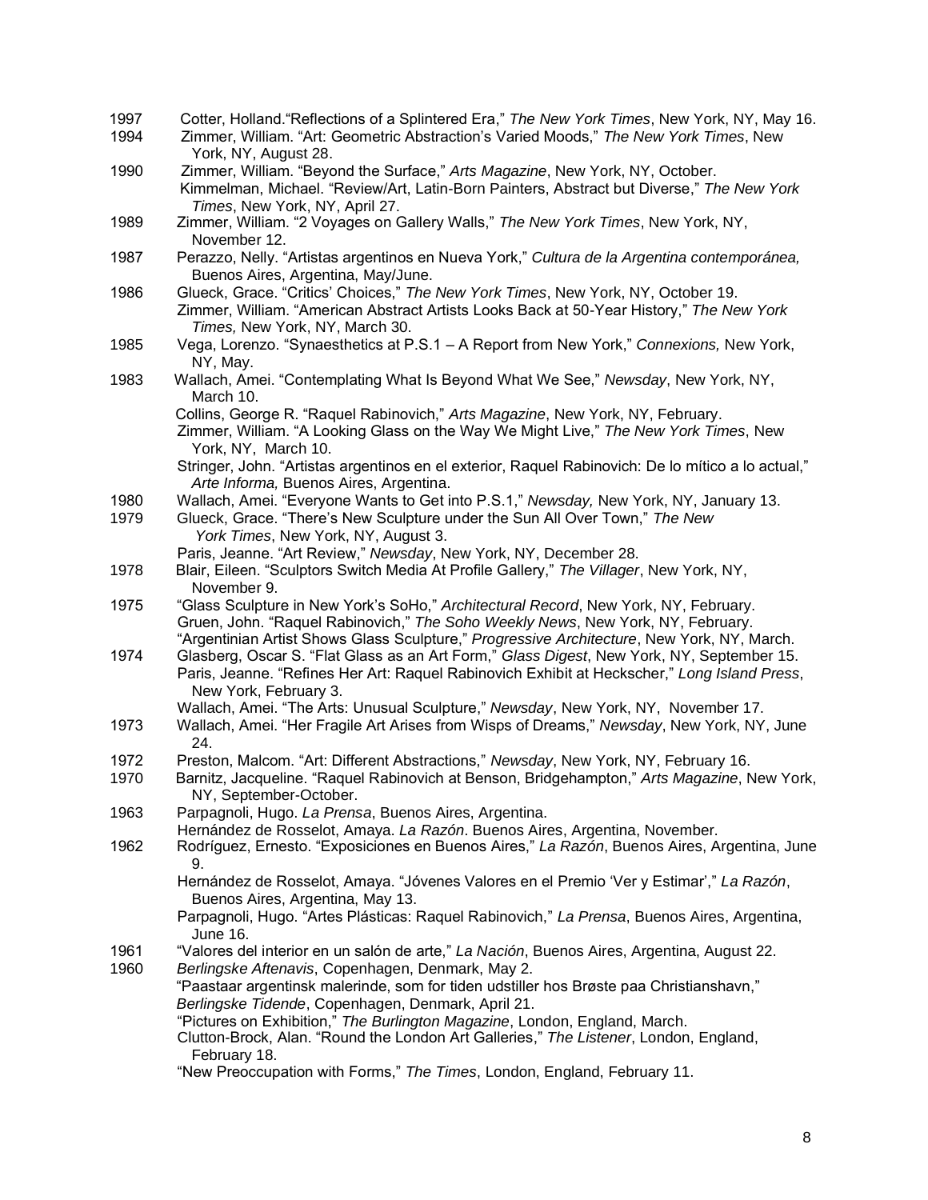1997 Cotter, Holland. "Reflections of a Splintered Era," *The New York Times*, New York, NY, May 16.

1994 Zimmer, William. "Art: Geometric Abstraction's Varied Moods," *The New York Times*, New York, NY, August 28.

1990 Zimmer, William. "Beyond the Surface," *Arts Magazine*, New York, NY, October.
Kimmelman, Michael. "Review/Art, Latin-Born Painters, Abstract but Diverse," *The New York Times*, New York, NY, April 27.

1989 Zimmer, William. "2 Voyages on Gallery Walls," *The New York Times*, New York, NY, November 12.

1987 Perazzo, Nelly. "Artistas argentinos en Nueva York," *Cultura de la Argentina contemporánea,* Buenos Aires, Argentina, May/June.

1986 Glueck, Grace. "Critics' Choices," *The New York Times*, New York, NY, October 19.
Zimmer, William. "American Abstract Artists Looks Back at 50-Year History," *The New York Times,* New York, NY, March 30.

1985 Vega, Lorenzo. "Synaesthetics at P.S.1 – A Report from New York," *Connexions,* New York, NY, May.

1983 Wallach, Amei. "Contemplating What Is Beyond What We See," *Newsday*, New York, NY, March 10.
Collins, George R. "Raquel Rabinovich," *Arts Magazine*, New York, NY, February.
Zimmer, William. "A Looking Glass on the Way We Might Live," *The New York Times*, New York, NY, March 10.
Stringer, John. "Artistas argentinos en el exterior, Raquel Rabinovich: De lo mítico a lo actual," *Arte Informa,* Buenos Aires, Argentina.

1980 Wallach, Amei. "Everyone Wants to Get into P.S.1," *Newsday,* New York, NY, January 13.

1979 Glueck, Grace. "There's New Sculpture under the Sun All Over Town," *The New York Times*, New York, NY, August 3.
Paris, Jeanne. "Art Review," *Newsday*, New York, NY, December 28.

1978 Blair, Eileen. "Sculptors Switch Media At Profile Gallery," *The Villager*, New York, NY, November 9.

1975 "Glass Sculpture in New York's SoHo," *Architectural Record*, New York, NY, February.
Gruen, John. "Raquel Rabinovich," *The Soho Weekly News*, New York, NY, February.
"Argentinian Artist Shows Glass Sculpture," *Progressive Architecture*, New York, NY, March.

1974 Glasberg, Oscar S. "Flat Glass as an Art Form," *Glass Digest*, New York, NY, September 15.
Paris, Jeanne. "Refines Her Art: Raquel Rabinovich Exhibit at Heckscher," *Long Island Press*, New York, February 3.
Wallach, Amei. "The Arts: Unusual Sculpture," *Newsday*, New York, NY, November 17.

1973 Wallach, Amei. "Her Fragile Art Arises from Wisps of Dreams," *Newsday*, New York, NY, June 24.

1972 Preston, Malcom. "Art: Different Abstractions," *Newsday*, New York, NY, February 16.

1970 Barnitz, Jacqueline. "Raquel Rabinovich at Benson, Bridgehampton," *Arts Magazine*, New York, NY, September-October.

1963 Parpagnoli, Hugo. *La Prensa*, Buenos Aires, Argentina.
Hernández de Rosselot, Amaya. *La Razón*. Buenos Aires, Argentina, November.

1962 Rodríguez, Ernesto. "Exposiciones en Buenos Aires," *La Razón*, Buenos Aires, Argentina, June 9.
Hernández de Rosselot, Amaya. "Jóvenes Valores en el Premio 'Ver y Estimar'," *La Razón*, Buenos Aires, Argentina, May 13.
Parpagnoli, Hugo. "Artes Plásticas: Raquel Rabinovich," *La Prensa*, Buenos Aires, Argentina, June 16.

1961 "Valores del interior en un salón de arte," *La Nación*, Buenos Aires, Argentina, August 22.

1960 *Berlingske Aftenavis*, Copenhagen, Denmark, May 2.
"Paastaar argentinsk malerinde, som for tiden udstiller hos Brøste paa Christianshavn," *Berlingske Tidende*, Copenhagen, Denmark, April 21.
"Pictures on Exhibition," *The Burlington Magazine*, London, England, March.
Clutton-Brock, Alan. "Round the London Art Galleries," *The Listener*, London, England, February 18.
"New Preoccupation with Forms," *The Times*, London, England, February 11.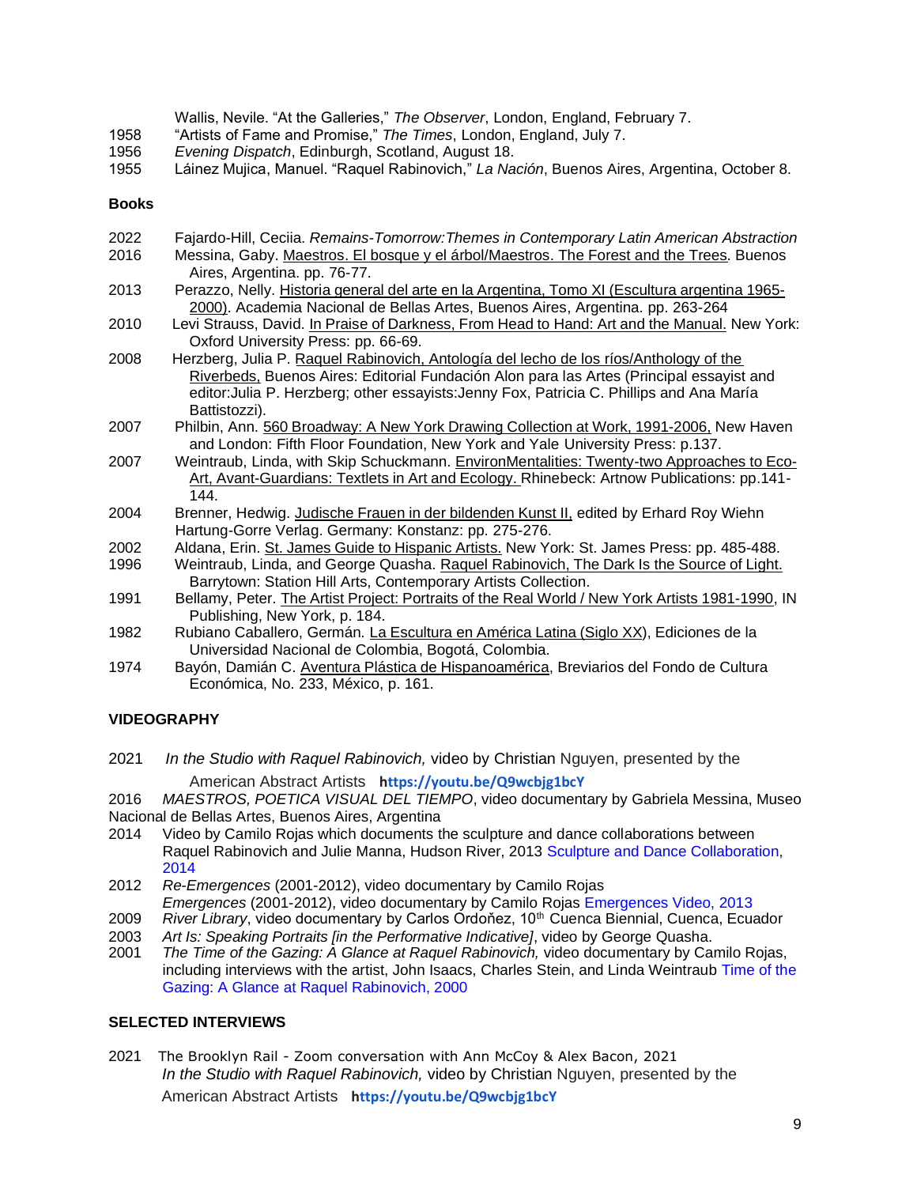Wallis, Nevile. “At the Galleries,” *The Observer*, London, England, February 7.

1958 “Artists of Fame and Promise,” *The Times*, London, England, July 7.

1956 *Evening Dispatch*, Edinburgh, Scotland, August 18.

1955 Láinez Mujica, Manuel. “Raquel Rabinovich,” *La Nación*, Buenos Aires, Argentina, October 8.

**Books**

2022 Fajardo-Hill, Ceciia. *Remains-Tomorrow:Themes in Contemporary Latin American Abstraction*

2016 Messina, Gaby. Maestros. El bosque y el árbol/Maestros. The Forest and the Trees. Buenos Aires, Argentina. pp. 76-77.

2013 Perazzo, Nelly. Historia general del arte en la Argentina, Tomo XI (Escultura argentina 1965-2000). Academia Nacional de Bellas Artes, Buenos Aires, Argentina. pp. 263-264

2010 Levi Strauss, David. In Praise of Darkness, From Head to Hand: Art and the Manual. New York: Oxford University Press: pp. 66-69.

2008 Herzberg, Julia P. Raquel Rabinovich, Antología del lecho de los ríos/Anthology of the Riverbeds, Buenos Aires: Editorial Fundación Alon para las Artes (Principal essayist and editor:Julia P. Herzberg; other essayists:Jenny Fox, Patricia C. Phillips and Ana María Battistozzi).

2007 Philbin, Ann. 560 Broadway: A New York Drawing Collection at Work, 1991-2006, New Haven and London: Fifth Floor Foundation, New York and Yale University Press: p.137.

2007 Weintraub, Linda, with Skip Schuckmann. EnvironMentalities: Twenty-two Approaches to Eco-Art, Avant-Guardians: Textlets in Art and Ecology. Rhinebeck: Artnow Publications: pp.141-144.

2004 Brenner, Hedwig. Judische Frauen in der bildenden Kunst II, edited by Erhard Roy Wiehn Hartung-Gorre Verlag. Germany: Konstanz: pp. 275-276.

2002 Aldana, Erin. St. James Guide to Hispanic Artists. New York: St. James Press: pp. 485-488.

1996 Weintraub, Linda, and George Quasha. Raquel Rabinovich, The Dark Is the Source of Light. Barrytown: Station Hill Arts, Contemporary Artists Collection.

1991 Bellamy, Peter. The Artist Project: Portraits of the Real World / New York Artists 1981-1990, IN Publishing, New York, p. 184.

1982 Rubiano Caballero, Germán. La Escultura en América Latina (Siglo XX), Ediciones de la Universidad Nacional de Colombia, Bogotá, Colombia.

1974 Bayón, Damián C. Aventura Plástica de Hispanoamérica, Breviarios del Fondo de Cultura Económica, No. 233, México, p. 161.

## VIDEOGRAPHY

2021 *In the Studio with Raquel Rabinovich,* video by Christian Nguyen, presented by the American Abstract Artists https://youtu.be/Q9wcbjg1bcY

2016 *MAESTROS, POETICA VISUAL DEL TIEMPO*, video documentary by Gabriela Messina, Museo Nacional de Bellas Artes, Buenos Aires, Argentina

2014 Video by Camilo Rojas which documents the sculpture and dance collaborations between Raquel Rabinovich and Julie Manna, Hudson River, 2013 Sculpture and Dance Collaboration, 2014

2012 *Re-Emergences* (2001-2012), video documentary by Camilo Rojas
*Emergences* (2001-2012), video documentary by Camilo Rojas Emergences Video, 2013

2009 *River Library*, video documentary by Carlos Ordoňez, 10th Cuenca Biennial, Cuenca, Ecuador

2003 *Art Is: Speaking Portraits [in the Performative Indicative]*, video by George Quasha.

2001 *The Time of the Gazing: A Glance at Raquel Rabinovich,* video documentary by Camilo Rojas, including interviews with the artist, John Isaacs, Charles Stein, and Linda Weintraub Time of the Gazing: A Glance at Raquel Rabinovich, 2000

## SELECTED INTERVIEWS

2021 The Brooklyn Rail - Zoom conversation with Ann McCoy & Alex Bacon, 2021
*In the Studio with Raquel Rabinovich,* video by Christian Nguyen, presented by the American Abstract Artists https://youtu.be/Q9wcbjg1bcY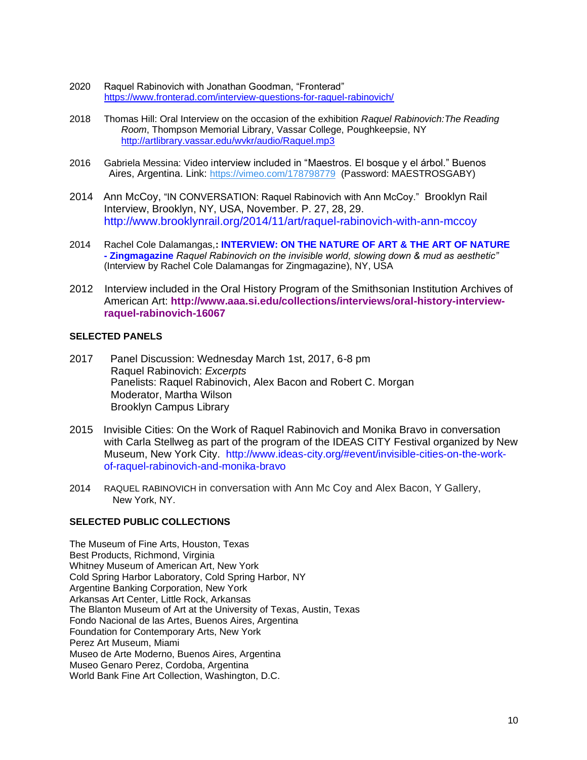2020 Raquel Rabinovich with Jonathan Goodman, “Fronterad”
https://www.fronterad.com/interview-questions-for-raquel-rabinovich/

2018 Thomas Hill: Oral Interview on the occasion of the exhibition *Raquel Rabinovich:The Reading Room*, Thompson Memorial Library, Vassar College, Poughkeepsie, NY
http://artlibrary.vassar.edu/wvkr/audio/Raquel.mp3

2016 Gabriela Messina: Video interview included in “Maestros. El bosque y el árbol.” Buenos Aires, Argentina. Link: https://vimeo.com/178798779 (Password: MAESTROSGABY)

2014 Ann McCoy, “IN CONVERSATION: Raquel Rabinovich with Ann McCoy.” Brooklyn Rail Interview, Brooklyn, NY, USA, November. P. 27, 28, 29.
http://www.brooklynrail.org/2014/11/art/raquel-rabinovich-with-ann-mccoy

2014 Rachel Cole Dalamangas,**: INTERVIEW: ON THE NATURE OF ART & THE ART OF NATURE - Zingmagazine** *Raquel Rabinovich on the invisible world, slowing down & mud as aesthetic”* (Interview by Rachel Cole Dalamangas for Zingmagazine), NY, USA

2012 Interview included in the Oral History Program of the Smithsonian Institution Archives of American Art: **http://www.aaa.si.edu/collections/interviews/oral-history-interview-raquel-rabinovich-16067**

**SELECTED PANELS**

2017 Panel Discussion: Wednesday March 1st, 2017, 6-8 pm
Raquel Rabinovich: *Excerpts*
Panelists: Raquel Rabinovich, Alex Bacon and Robert C. Morgan
Moderator, Martha Wilson
Brooklyn Campus Library

2015 Invisible Cities: On the Work of Raquel Rabinovich and Monika Bravo in conversation with Carla Stellweg as part of the program of the IDEAS CITY Festival organized by New Museum, New York City. http://www.ideas-city.org/#event/invisible-cities-on-the-work-of-raquel-rabinovich-and-monika-bravo

2014 RAQUEL RABINOVICH in conversation with Ann Mc Coy and Alex Bacon, Y Gallery, New York, NY.

**SELECTED PUBLIC COLLECTIONS**

The Museum of Fine Arts, Houston, Texas
Best Products, Richmond, Virginia
Whitney Museum of American Art, New York
Cold Spring Harbor Laboratory, Cold Spring Harbor, NY
Argentine Banking Corporation, New York
Arkansas Art Center, Little Rock, Arkansas
The Blanton Museum of Art at the University of Texas, Austin, Texas
Fondo Nacional de las Artes, Buenos Aires, Argentina
Foundation for Contemporary Arts, New York
Perez Art Museum, Miami
Museo de Arte Moderno, Buenos Aires, Argentina
Museo Genaro Perez, Cordoba, Argentina
World Bank Fine Art Collection, Washington, D.C.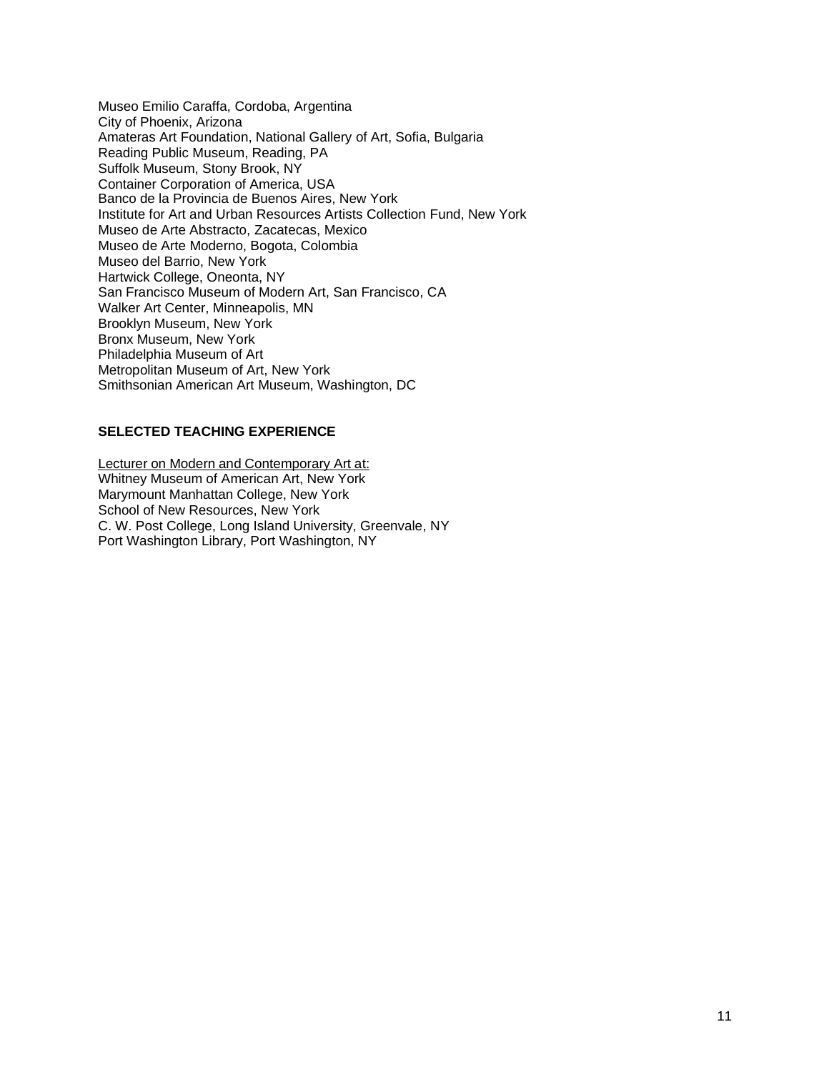Museo Emilio Caraffa, Cordoba, Argentina
City of Phoenix, Arizona
Amateras Art Foundation, National Gallery of Art, Sofia, Bulgaria
Reading Public Museum, Reading, PA
Suffolk Museum, Stony Brook, NY
Container Corporation of America, USA
Banco de la Provincia de Buenos Aires, New York
Institute for Art and Urban Resources Artists Collection Fund, New York
Museo de Arte Abstracto, Zacatecas, Mexico
Museo de Arte Moderno, Bogota, Colombia
Museo del Barrio, New York
Hartwick College, Oneonta, NY
San Francisco Museum of Modern Art, San Francisco, CA
Walker Art Center, Minneapolis, MN
Brooklyn Museum, New York
Bronx Museum, New York
Philadelphia Museum of Art
Metropolitan Museum of Art, New York
Smithsonian American Art Museum, Washington, DC

**SELECTED TEACHING EXPERIENCE**

<u>Lecturer on Modern and Contemporary Art at:</u>
Whitney Museum of American Art, New York
Marymount Manhattan College, New York
School of New Resources, New York
C. W. Post College, Long Island University, Greenvale, NY
Port Washington Library, Port Washington, NY